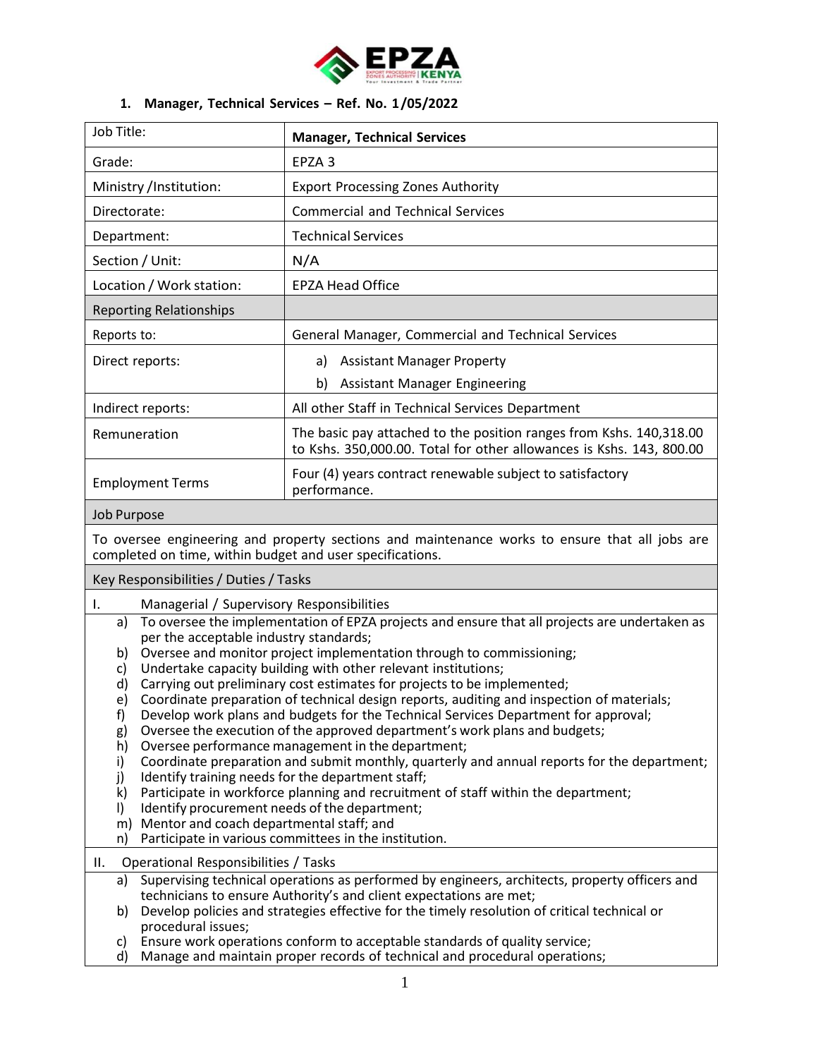## 1. Manager, Technical Services – Ref. No. 1/05/2022

| Job Title: | **Manager, Technical Services** |
|---|---|
| Grade: | EPZA 3 |
| Ministry /Institution: | Export Processing Zones Authority |
| Directorate: | Commercial and Technical Services |
| Department: | Technical Services |
| Section / Unit: | N/A |
| Location / Work station: | EPZA Head Office |
| Reporting Relationships | |
| Reports to: | General Manager, Commercial and Technical Services |
| Direct reports: | a) Assistant Manager Property<br>b) Assistant Manager Engineering |
| Indirect reports: | All other Staff in Technical Services Department |
| Remuneration | The basic pay attached to the position ranges from Kshs. 140,318.00 to Kshs. 350,000.00. Total for other allowances is Kshs. 143, 800.00 |
| Employment Terms | Four (4) years contract renewable subject to satisfactory performance. |

**Job Purpose**

To oversee engineering and property sections and maintenance works to ensure that all jobs are completed on time, within budget and user specifications.

**Key Responsibilities / Duties / Tasks**

I. Managerial / Supervisory Responsibilities

a) To oversee the implementation of EPZA projects and ensure that all projects are undertaken as per the acceptable industry standards;
b) Oversee and monitor project implementation through to commissioning;
c) Undertake capacity building with other relevant institutions;
d) Carrying out preliminary cost estimates for projects to be implemented;
e) Coordinate preparation of technical design reports, auditing and inspection of materials;
f) Develop work plans and budgets for the Technical Services Department for approval;
g) Oversee the execution of the approved department's work plans and budgets;
h) Oversee performance management in the department;
i) Coordinate preparation and submit monthly, quarterly and annual reports for the department;
j) Identify training needs for the department staff;
k) Participate in workforce planning and recruitment of staff within the department;
l) Identify procurement needs of the department;
m) Mentor and coach departmental staff; and
n) Participate in various committees in the institution.

II. Operational Responsibilities / Tasks

a) Supervising technical operations as performed by engineers, architects, property officers and technicians to ensure Authority's and client expectations are met;
b) Develop policies and strategies effective for the timely resolution of critical technical or procedural issues;
c) Ensure work operations conform to acceptable standards of quality service;
d) Manage and maintain proper records of technical and procedural operations;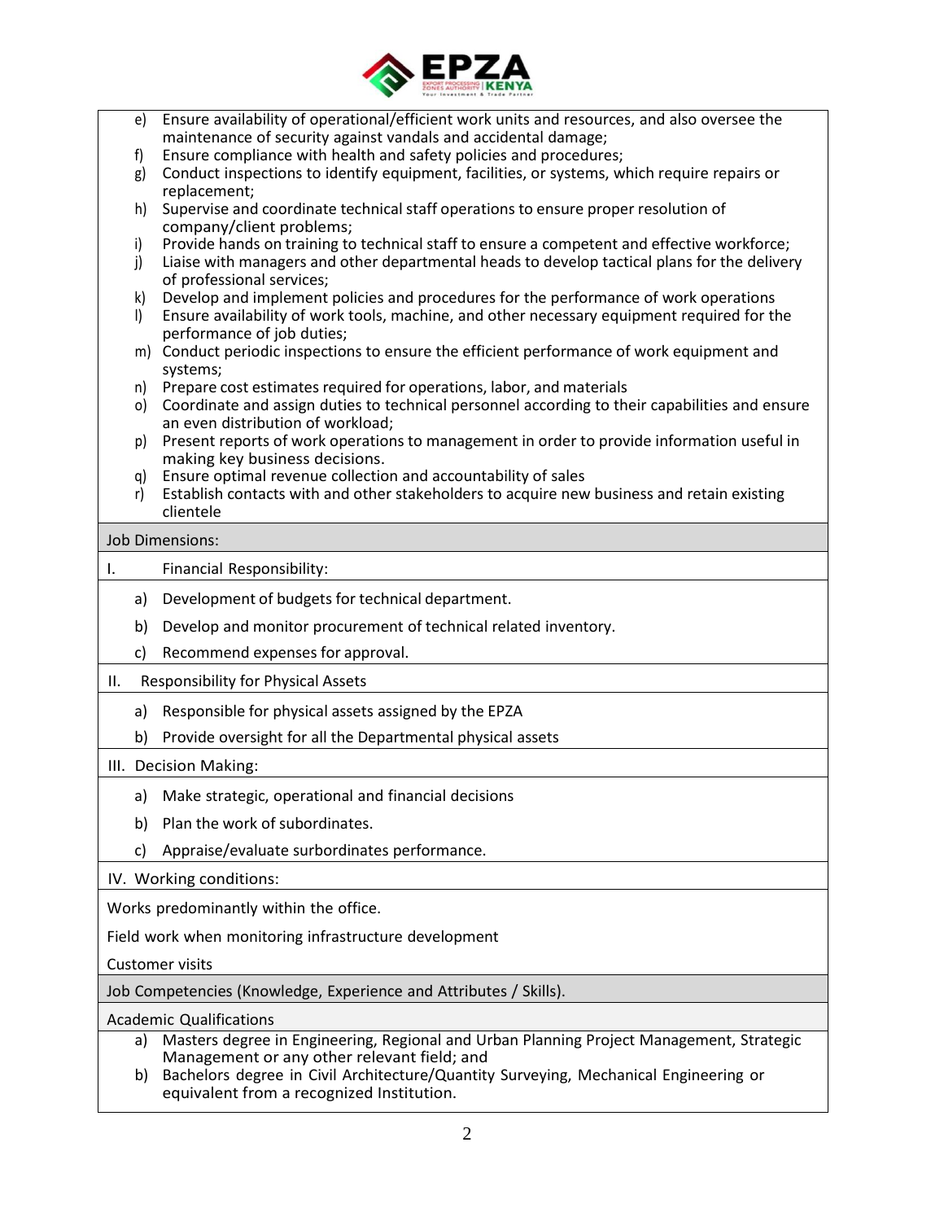e) Ensure availability of operational/efficient work units and resources, and also oversee the maintenance of security against vandals and accidental damage;
f) Ensure compliance with health and safety policies and procedures;
g) Conduct inspections to identify equipment, facilities, or systems, which require repairs or replacement;
h) Supervise and coordinate technical staff operations to ensure proper resolution of company/client problems;
i) Provide hands on training to technical staff to ensure a competent and effective workforce;
j) Liaise with managers and other departmental heads to develop tactical plans for the delivery of professional services;
k) Develop and implement policies and procedures for the performance of work operations
l) Ensure availability of work tools, machine, and other necessary equipment required for the performance of job duties;
m) Conduct periodic inspections to ensure the efficient performance of work equipment and systems;
n) Prepare cost estimates required for operations, labor, and materials
o) Coordinate and assign duties to technical personnel according to their capabilities and ensure an even distribution of workload;
p) Present reports of work operations to management in order to provide information useful in making key business decisions.
q) Ensure optimal revenue collection and accountability of sales
r) Establish contacts with and other stakeholders to acquire new business and retain existing clientele

## Job Dimensions:

### I. Financial Responsibility:

a) Development of budgets for technical department.
b) Develop and monitor procurement of technical related inventory.
c) Recommend expenses for approval.

### II. Responsibility for Physical Assets

a) Responsible for physical assets assigned by the EPZA
b) Provide oversight for all the Departmental physical assets

### III. Decision Making:

a) Make strategic, operational and financial decisions
b) Plan the work of subordinates.
c) Appraise/evaluate surbordinates performance.

### IV. Working conditions:

Works predominantly within the office.

Field work when monitoring infrastructure development

Customer visits

## Job Competencies (Knowledge, Experience and Attributes / Skills).

### Academic Qualifications

a) Masters degree in Engineering, Regional and Urban Planning Project Management, Strategic Management or any other relevant field; and
b) Bachelors degree in Civil Architecture/Quantity Surveying, Mechanical Engineering or equivalent from a recognized Institution.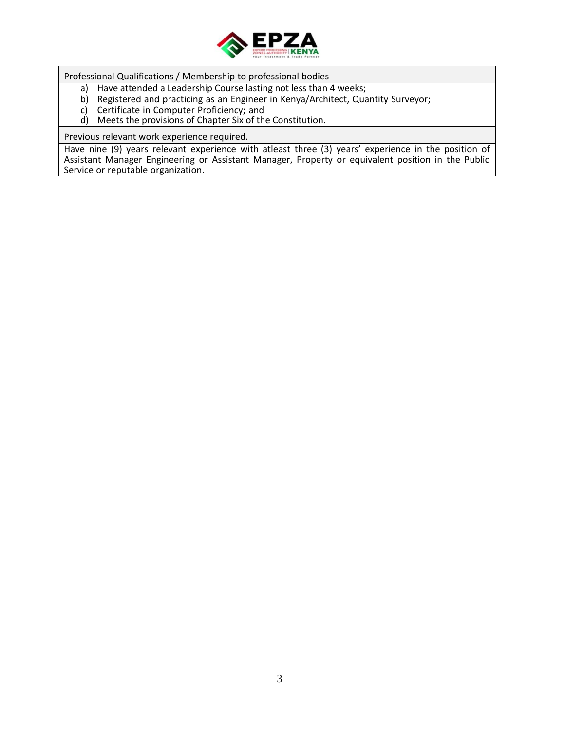| Professional Qualifications / Membership to professional bodies |
| --- |
| a) Have attended a Leadership Course lasting not less than 4 weeks;<br>b) Registered and practicing as an Engineer in Kenya/Architect, Quantity Surveyor;<br>c) Certificate in Computer Proficiency; and<br>d) Meets the provisions of Chapter Six of the Constitution. |
| Previous relevant work experience required. |
| Have nine (9) years relevant experience with atleast three (3) years' experience in the position of Assistant Manager Engineering or Assistant Manager, Property or equivalent position in the Public Service or reputable organization. |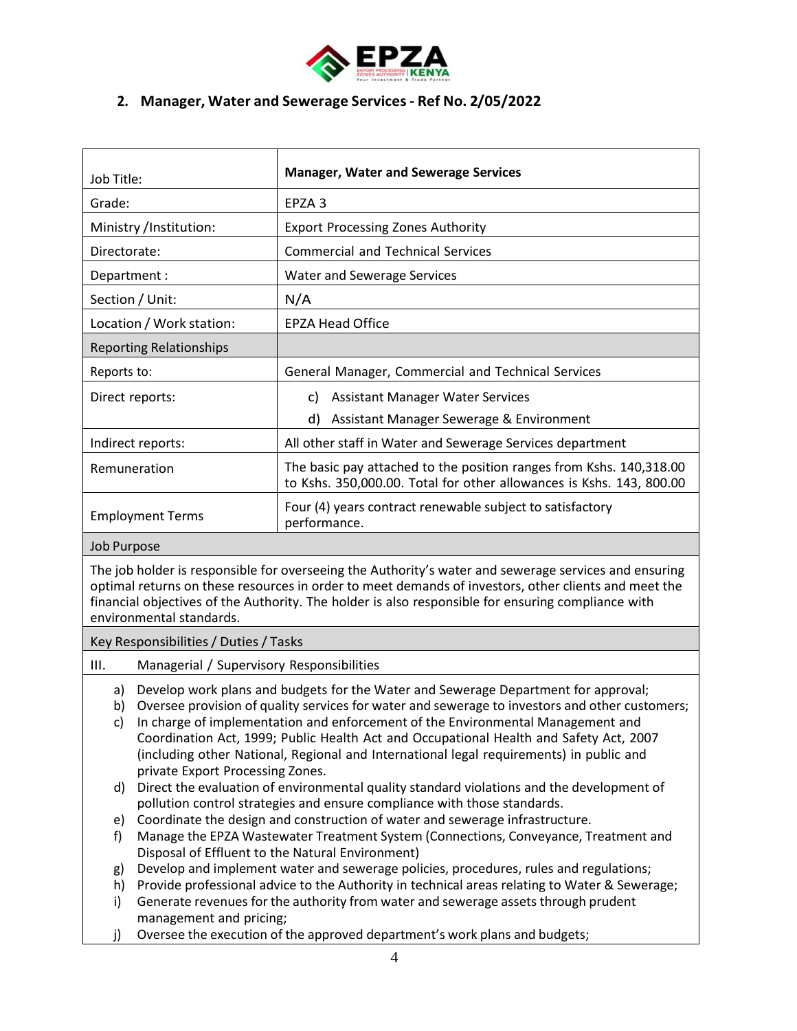## 2. Manager, Water and Sewerage Services - Ref No. 2/05/2022

| Job Title: | **Manager, Water and Sewerage Services** |
|---|---|
| Grade: | EPZA 3 |
| Ministry /Institution: | Export Processing Zones Authority |
| Directorate: | Commercial and Technical Services |
| Department : | Water and Sewerage Services |
| Section / Unit: | N/A |
| Location / Work station: | EPZA Head Office |
| Reporting Relationships | |
| Reports to: | General Manager, Commercial and Technical Services |
| Direct reports: | c) Assistant Manager Water Services<br>d) Assistant Manager Sewerage & Environment |
| Indirect reports: | All other staff in Water and Sewerage Services department |
| Remuneration | The basic pay attached to the position ranges from Kshs. 140,318.00 to Kshs. 350,000.00. Total for other allowances is Kshs. 143, 800.00 |
| Employment Terms | Four (4) years contract renewable subject to satisfactory performance. |

**Job Purpose**

The job holder is responsible for overseeing the Authority's water and sewerage services and ensuring optimal returns on these resources in order to meet demands of investors, other clients and meet the financial objectives of the Authority. The holder is also responsible for ensuring compliance with environmental standards.

**Key Responsibilities / Duties / Tasks**

III. Managerial / Supervisory Responsibilities

a) Develop work plans and budgets for the Water and Sewerage Department for approval;
b) Oversee provision of quality services for water and sewerage to investors and other customers;
c) In charge of implementation and enforcement of the Environmental Management and Coordination Act, 1999; Public Health Act and Occupational Health and Safety Act, 2007 (including other National, Regional and International legal requirements) in public and private Export Processing Zones.
d) Direct the evaluation of environmental quality standard violations and the development of pollution control strategies and ensure compliance with those standards.
e) Coordinate the design and construction of water and sewerage infrastructure.
f) Manage the EPZA Wastewater Treatment System (Connections, Conveyance, Treatment and Disposal of Effluent to the Natural Environment)
g) Develop and implement water and sewerage policies, procedures, rules and regulations;
h) Provide professional advice to the Authority in technical areas relating to Water & Sewerage;
i) Generate revenues for the authority from water and sewerage assets through prudent management and pricing;
j) Oversee the execution of the approved department's work plans and budgets;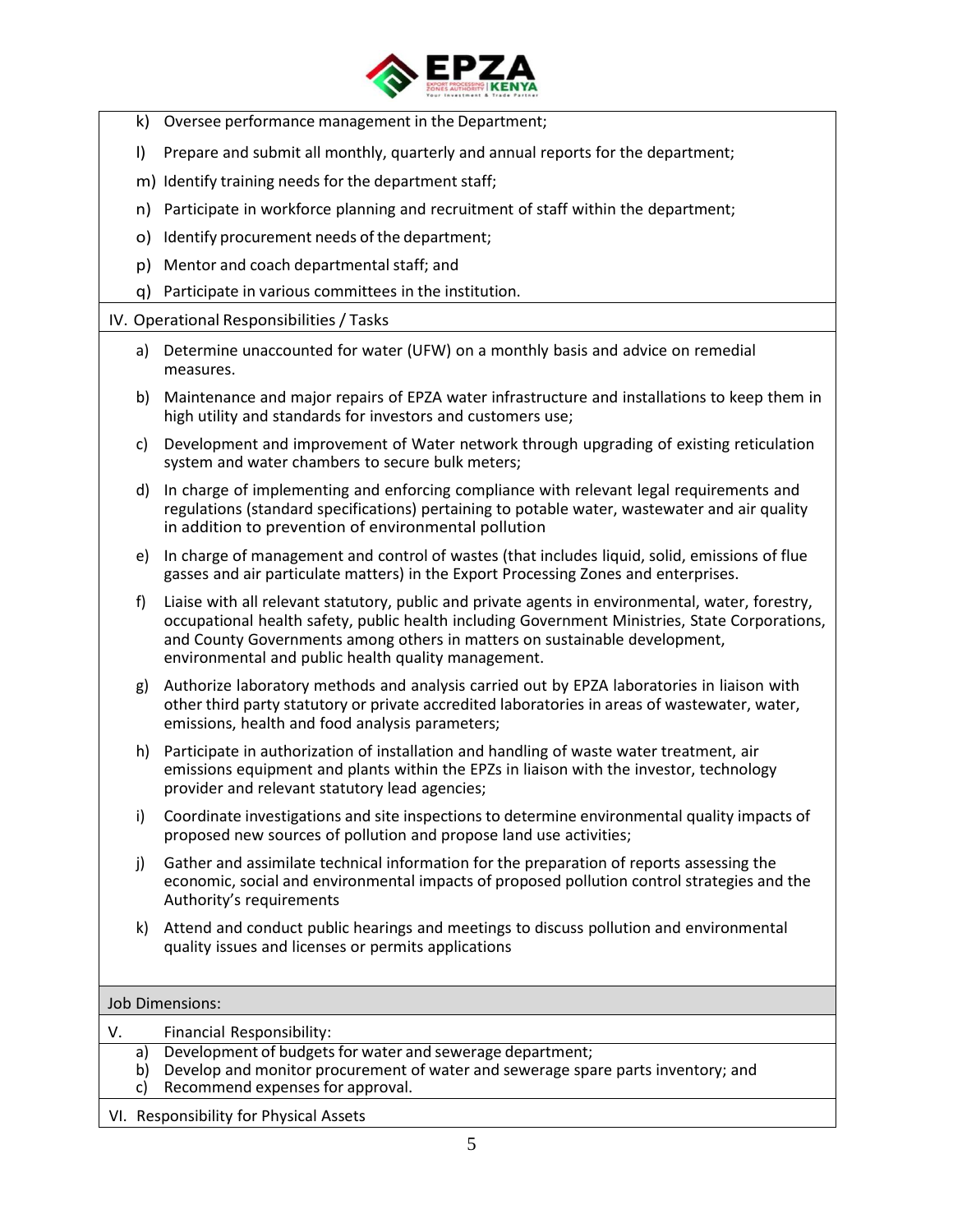k) Oversee performance management in the Department;

l) Prepare and submit all monthly, quarterly and annual reports for the department;

m) Identify training needs for the department staff;

n) Participate in workforce planning and recruitment of staff within the department;

o) Identify procurement needs of the department;

p) Mentor and coach departmental staff; and

q) Participate in various committees in the institution.

IV. Operational Responsibilities / Tasks

a) Determine unaccounted for water (UFW) on a monthly basis and advice on remedial measures.

b) Maintenance and major repairs of EPZA water infrastructure and installations to keep them in high utility and standards for investors and customers use;

c) Development and improvement of Water network through upgrading of existing reticulation system and water chambers to secure bulk meters;

d) In charge of implementing and enforcing compliance with relevant legal requirements and regulations (standard specifications) pertaining to potable water, wastewater and air quality in addition to prevention of environmental pollution

e) In charge of management and control of wastes (that includes liquid, solid, emissions of flue gasses and air particulate matters) in the Export Processing Zones and enterprises.

f) Liaise with all relevant statutory, public and private agents in environmental, water, forestry, occupational health safety, public health including Government Ministries, State Corporations, and County Governments among others in matters on sustainable development, environmental and public health quality management.

g) Authorize laboratory methods and analysis carried out by EPZA laboratories in liaison with other third party statutory or private accredited laboratories in areas of wastewater, water, emissions, health and food analysis parameters;

h) Participate in authorization of installation and handling of waste water treatment, air emissions equipment and plants within the EPZs in liaison with the investor, technology provider and relevant statutory lead agencies;

i) Coordinate investigations and site inspections to determine environmental quality impacts of proposed new sources of pollution and propose land use activities;

j) Gather and assimilate technical information for the preparation of reports assessing the economic, social and environmental impacts of proposed pollution control strategies and the Authority's requirements

k) Attend and conduct public hearings and meetings to discuss pollution and environmental quality issues and licenses or permits applications

Job Dimensions:

V. Financial Responsibility:

a) Development of budgets for water and sewerage department;
b) Develop and monitor procurement of water and sewerage spare parts inventory; and
c) Recommend expenses for approval.

VI. Responsibility for Physical Assets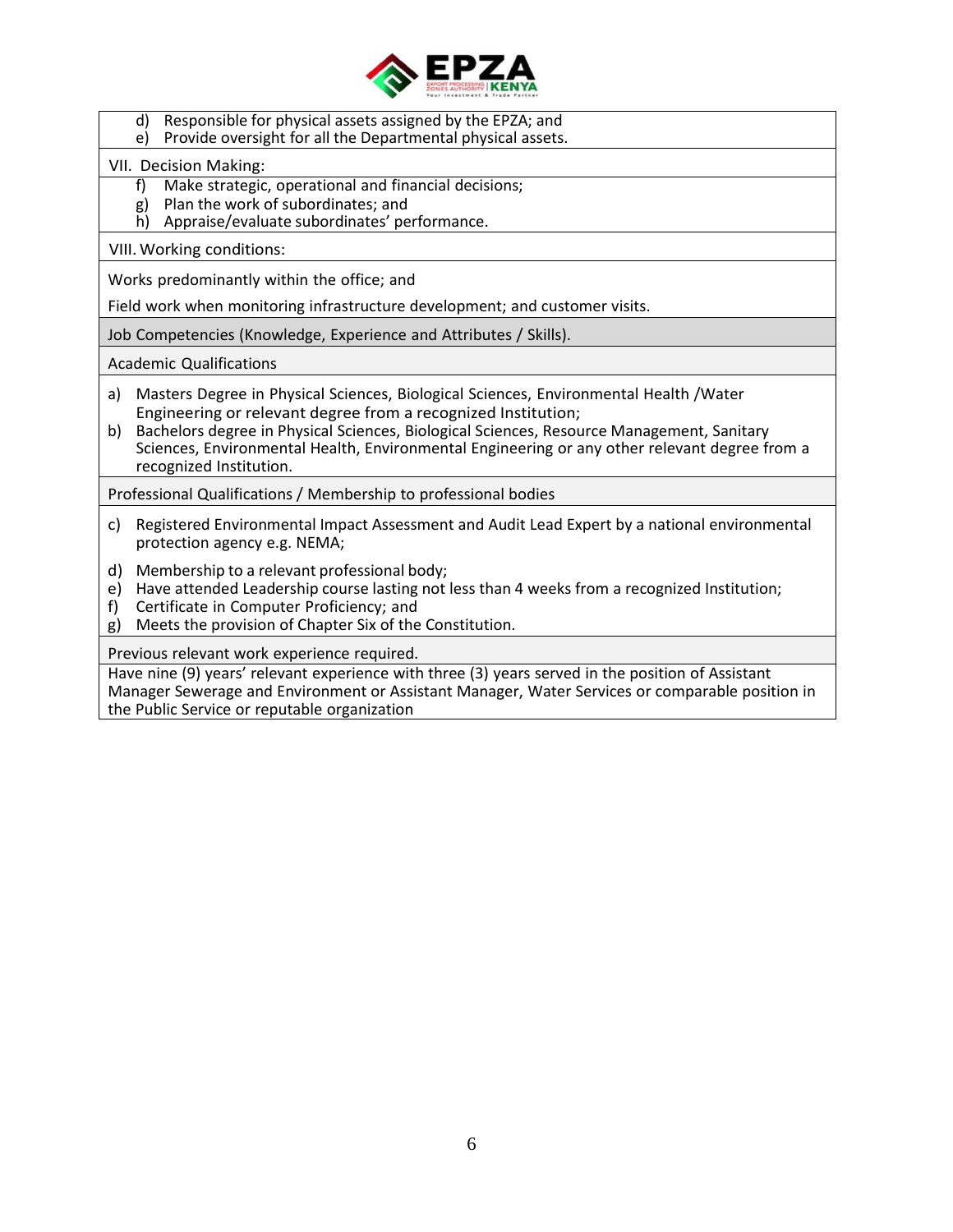d) Responsible for physical assets assigned by the EPZA; and
e) Provide oversight for all the Departmental physical assets.

VII. Decision Making:

f) Make strategic, operational and financial decisions;
g) Plan the work of subordinates; and
h) Appraise/evaluate subordinates' performance.

VIII. Working conditions:

Works predominantly within the office; and

Field work when monitoring infrastructure development; and customer visits.

**Job Competencies (Knowledge, Experience and Attributes / Skills).**

**Academic Qualifications**

a) Masters Degree in Physical Sciences, Biological Sciences, Environmental Health /Water Engineering or relevant degree from a recognized Institution;
b) Bachelors degree in Physical Sciences, Biological Sciences, Resource Management, Sanitary Sciences, Environmental Health, Environmental Engineering or any other relevant degree from a recognized Institution.

**Professional Qualifications / Membership to professional bodies**

c) Registered Environmental Impact Assessment and Audit Lead Expert by a national environmental protection agency e.g. NEMA;
d) Membership to a relevant professional body;
e) Have attended Leadership course lasting not less than 4 weeks from a recognized Institution;
f) Certificate in Computer Proficiency; and
g) Meets the provision of Chapter Six of the Constitution.

**Previous relevant work experience required.**

Have nine (9) years' relevant experience with three (3) years served in the position of Assistant Manager Sewerage and Environment or Assistant Manager, Water Services or comparable position in the Public Service or reputable organization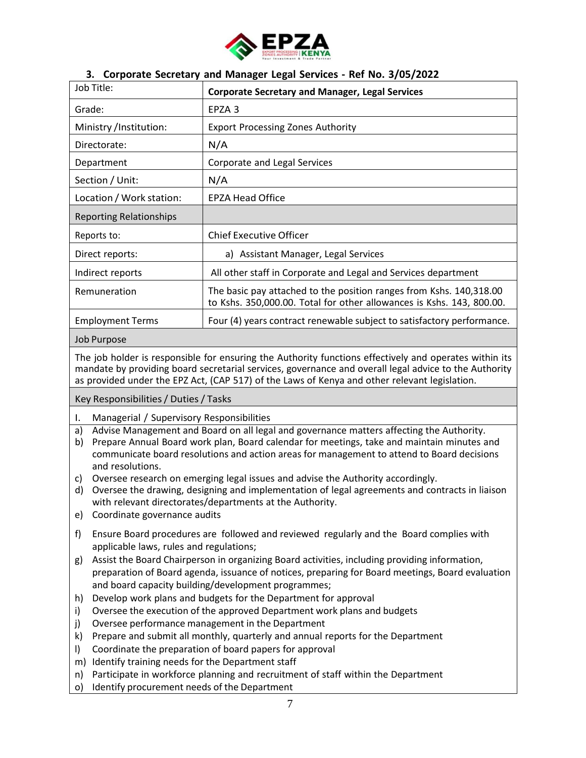### 3. Corporate Secretary and Manager Legal Services - Ref No. 3/05/2022

| Job Title: | **Corporate Secretary and Manager, Legal Services** |
|---|---|
| Grade: | EPZA 3 |
| Ministry /Institution: | Export Processing Zones Authority |
| Directorate: | N/A |
| Department | Corporate and Legal Services |
| Section / Unit: | N/A |
| Location / Work station: | EPZA Head Office |
| Reporting Relationships | |
| Reports to: | Chief Executive Officer |
| Direct reports: | a) Assistant Manager, Legal Services |
| Indirect reports | All other staff in Corporate and Legal and Services department |
| Remuneration | The basic pay attached to the position ranges from Kshs. 140,318.00 to Kshs. 350,000.00. Total for other allowances is Kshs. 143, 800.00. |
| Employment Terms | Four (4) years contract renewable subject to satisfactory performance. |

**Job Purpose**

The job holder is responsible for ensuring the Authority functions effectively and operates within its mandate by providing board secretarial services, governance and overall legal advice to the Authority as provided under the EPZ Act, (CAP 517) of the Laws of Kenya and other relevant legislation.

**Key Responsibilities / Duties / Tasks**

I. Managerial / Supervisory Responsibilities

a) Advise Management and Board on all legal and governance matters affecting the Authority.
b) Prepare Annual Board work plan, Board calendar for meetings, take and maintain minutes and communicate board resolutions and action areas for management to attend to Board decisions and resolutions.
c) Oversee research on emerging legal issues and advise the Authority accordingly.
d) Oversee the drawing, designing and implementation of legal agreements and contracts in liaison with relevant directorates/departments at the Authority.
e) Coordinate governance audits
f) Ensure Board procedures are followed and reviewed regularly and the Board complies with applicable laws, rules and regulations;
g) Assist the Board Chairperson in organizing Board activities, including providing information, preparation of Board agenda, issuance of notices, preparing for Board meetings, Board evaluation and board capacity building/development programmes;
h) Develop work plans and budgets for the Department for approval
i) Oversee the execution of the approved Department work plans and budgets
j) Oversee performance management in the Department
k) Prepare and submit all monthly, quarterly and annual reports for the Department
l) Coordinate the preparation of board papers for approval
m) Identify training needs for the Department staff
n) Participate in workforce planning and recruitment of staff within the Department
o) Identify procurement needs of the Department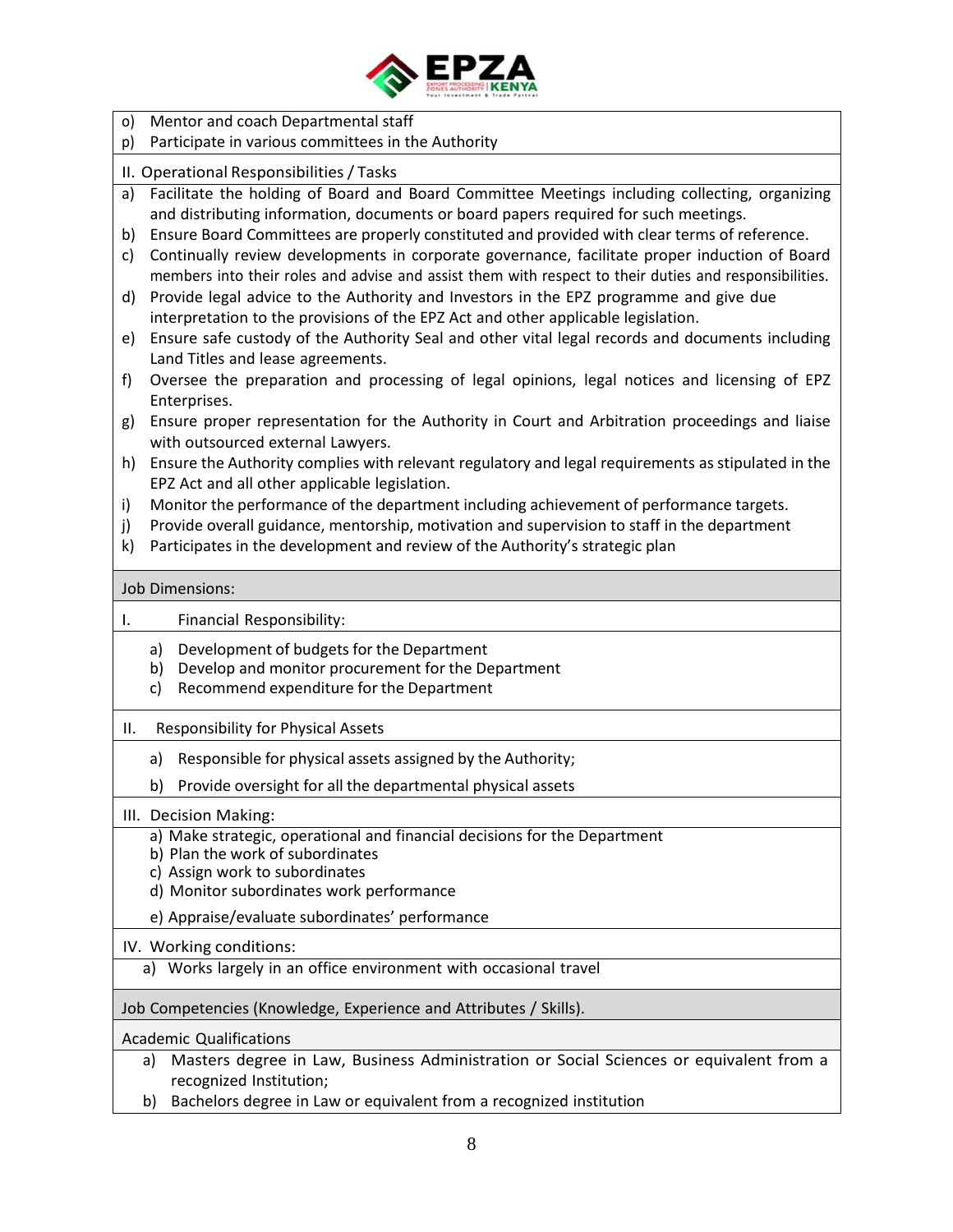o) Mentor and coach Departmental staff
p) Participate in various committees in the Authority

II. Operational Responsibilities / Tasks

a) Facilitate the holding of Board and Board Committee Meetings including collecting, organizing and distributing information, documents or board papers required for such meetings.
b) Ensure Board Committees are properly constituted and provided with clear terms of reference.
c) Continually review developments in corporate governance, facilitate proper induction of Board members into their roles and advise and assist them with respect to their duties and responsibilities.
d) Provide legal advice to the Authority and Investors in the EPZ programme and give due interpretation to the provisions of the EPZ Act and other applicable legislation.
e) Ensure safe custody of the Authority Seal and other vital legal records and documents including Land Titles and lease agreements.
f) Oversee the preparation and processing of legal opinions, legal notices and licensing of EPZ Enterprises.
g) Ensure proper representation for the Authority in Court and Arbitration proceedings and liaise with outsourced external Lawyers.
h) Ensure the Authority complies with relevant regulatory and legal requirements as stipulated in the EPZ Act and all other applicable legislation.
i) Monitor the performance of the department including achievement of performance targets.
j) Provide overall guidance, mentorship, motivation and supervision to staff in the department
k) Participates in the development and review of the Authority's strategic plan

**Job Dimensions:**

I. Financial Responsibility:

a) Development of budgets for the Department
b) Develop and monitor procurement for the Department
c) Recommend expenditure for the Department

II. Responsibility for Physical Assets

a) Responsible for physical assets assigned by the Authority;
b) Provide oversight for all the departmental physical assets

III. Decision Making:

a) Make strategic, operational and financial decisions for the Department
b) Plan the work of subordinates
c) Assign work to subordinates
d) Monitor subordinates work performance
e) Appraise/evaluate subordinates' performance

IV. Working conditions:

a) Works largely in an office environment with occasional travel

**Job Competencies (Knowledge, Experience and Attributes / Skills).**

Academic Qualifications

a) Masters degree in Law, Business Administration or Social Sciences or equivalent from a recognized Institution;
b) Bachelors degree in Law or equivalent from a recognized institution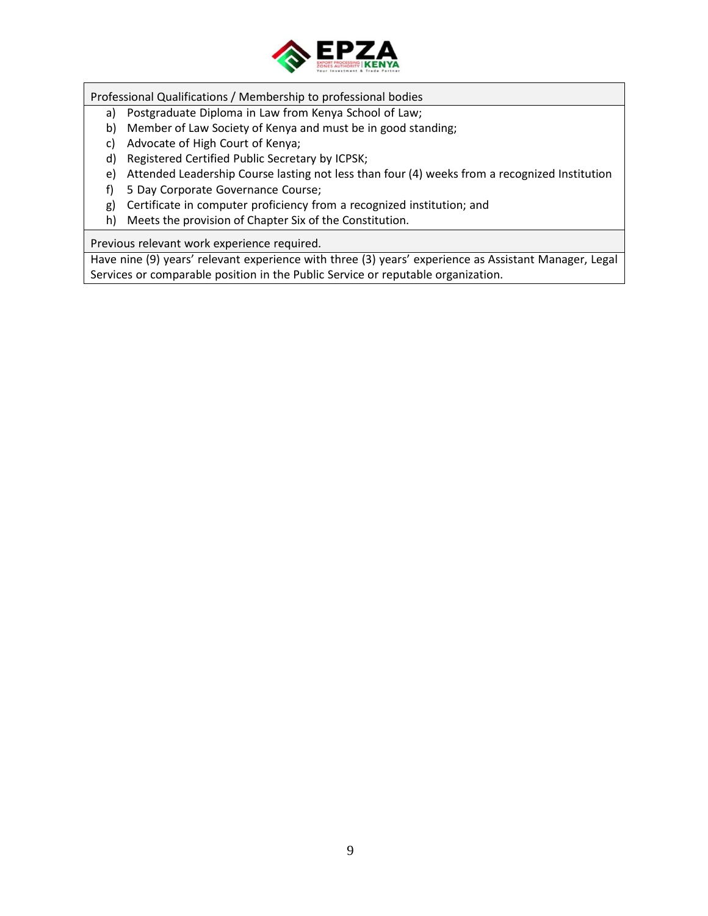| Professional Qualifications / Membership to professional bodies |
|---|
| a) Postgraduate Diploma in Law from Kenya School of Law;<br>b) Member of Law Society of Kenya and must be in good standing;<br>c) Advocate of High Court of Kenya;<br>d) Registered Certified Public Secretary by ICPSK;<br>e) Attended Leadership Course lasting not less than four (4) weeks from a recognized Institution<br>f) 5 Day Corporate Governance Course;<br>g) Certificate in computer proficiency from a recognized institution; and<br>h) Meets the provision of Chapter Six of the Constitution. |
| Previous relevant work experience required. |
| Have nine (9) years' relevant experience with three (3) years' experience as Assistant Manager, Legal Services or comparable position in the Public Service or reputable organization. |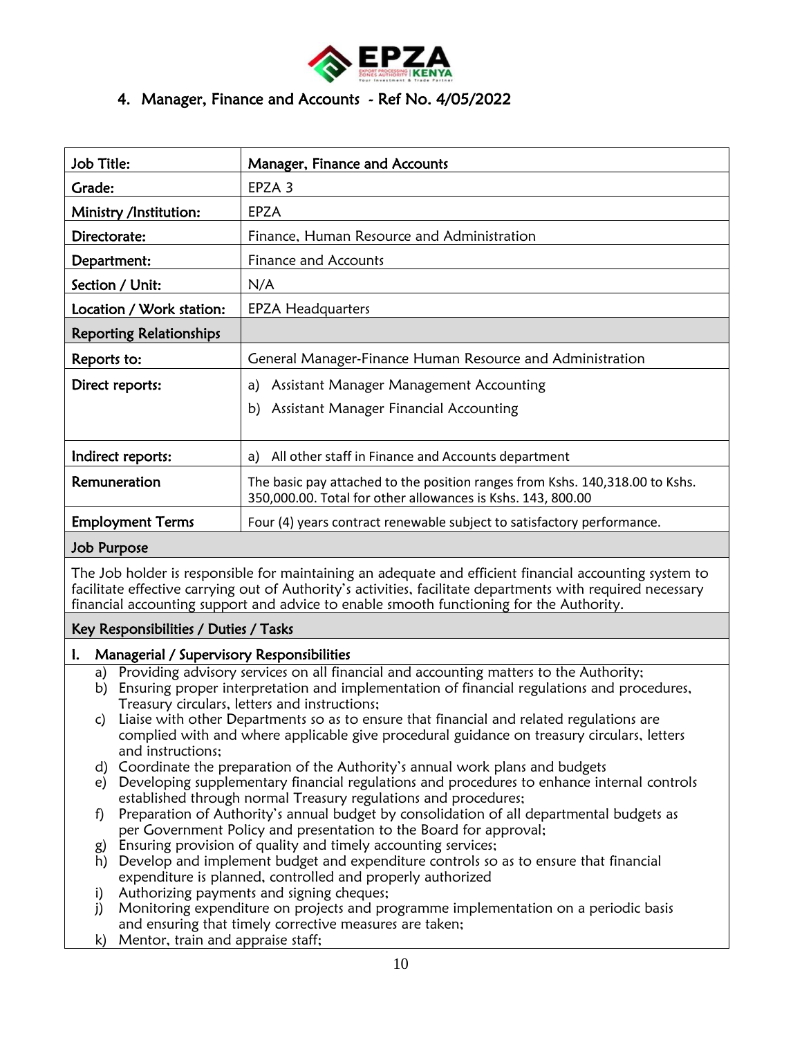## 4. Manager, Finance and Accounts - Ref No. 4/05/2022

| Job Title: | Manager, Finance and Accounts |
|---|---|
| Grade: | EPZA 3 |
| Ministry /Institution: | EPZA |
| Directorate: | Finance, Human Resource and Administration |
| Department: | Finance and Accounts |
| Section / Unit: | N/A |
| Location / Work station: | EPZA Headquarters |
| **Reporting Relationships** | |
| Reports to: | General Manager-Finance Human Resource and Administration |
| Direct reports: | a) Assistant Manager Management Accounting<br>b) Assistant Manager Financial Accounting |
| Indirect reports: | a) All other staff in Finance and Accounts department |
| Remuneration | The basic pay attached to the position ranges from Kshs. 140,318.00 to Kshs. 350,000.00. Total for other allowances is Kshs. 143, 800.00 |
| Employment Terms | Four (4) years contract renewable subject to satisfactory performance. |

**Job Purpose**

The Job holder is responsible for maintaining an adequate and efficient financial accounting system to facilitate effective carrying out of Authority's activities, facilitate departments with required necessary financial accounting support and advice to enable smooth functioning for the Authority.

**Key Responsibilities / Duties / Tasks**

**I. Managerial / Supervisory Responsibilities**

a) Providing advisory services on all financial and accounting matters to the Authority;
b) Ensuring proper interpretation and implementation of financial regulations and procedures, Treasury circulars, letters and instructions;
c) Liaise with other Departments so as to ensure that financial and related regulations are complied with and where applicable give procedural guidance on treasury circulars, letters and instructions;
d) Coordinate the preparation of the Authority's annual work plans and budgets
e) Developing supplementary financial regulations and procedures to enhance internal controls established through normal Treasury regulations and procedures;
f) Preparation of Authority's annual budget by consolidation of all departmental budgets as per Government Policy and presentation to the Board for approval;
g) Ensuring provision of quality and timely accounting services;
h) Develop and implement budget and expenditure controls so as to ensure that financial expenditure is planned, controlled and properly authorized
i) Authorizing payments and signing cheques;
j) Monitoring expenditure on projects and programme implementation on a periodic basis and ensuring that timely corrective measures are taken;
k) Mentor, train and appraise staff;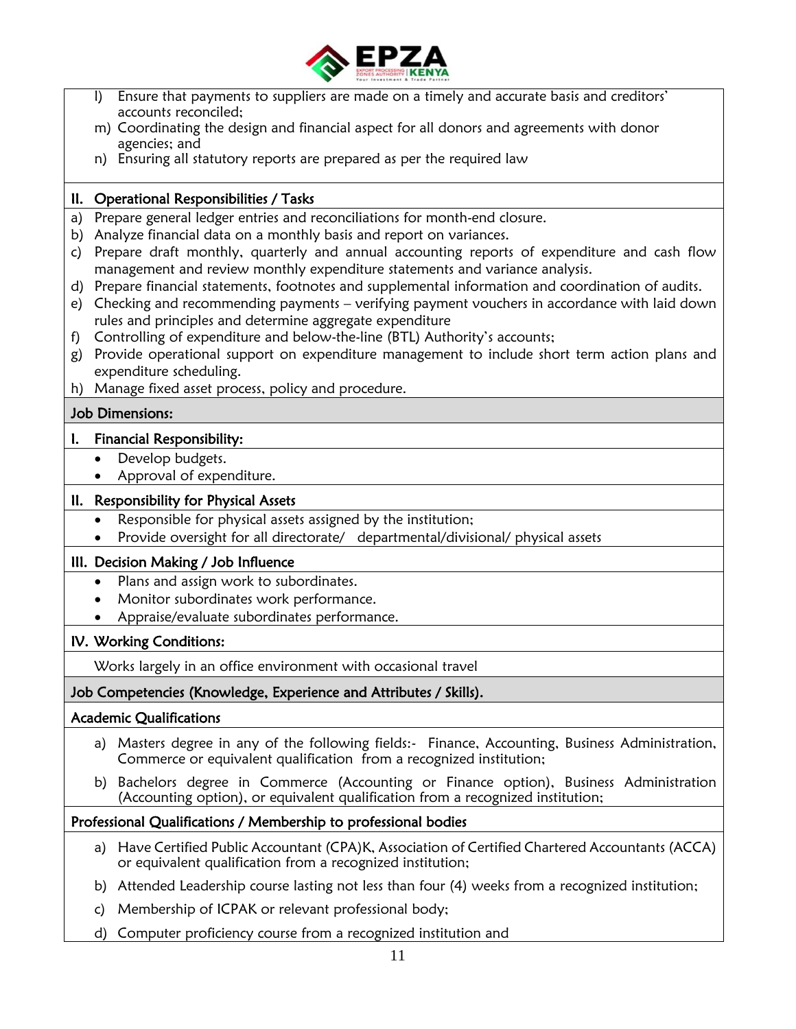l) Ensure that payments to suppliers are made on a timely and accurate basis and creditors' accounts reconciled;

m) Coordinating the design and financial aspect for all donors and agreements with donor agencies; and

n) Ensuring all statutory reports are prepared as per the required law

**II. Operational Responsibilities / Tasks**

a) Prepare general ledger entries and reconciliations for month-end closure.

b) Analyze financial data on a monthly basis and report on variances.

c) Prepare draft monthly, quarterly and annual accounting reports of expenditure and cash flow management and review monthly expenditure statements and variance analysis.

d) Prepare financial statements, footnotes and supplemental information and coordination of audits.

e) Checking and recommending payments – verifying payment vouchers in accordance with laid down rules and principles and determine aggregate expenditure

f) Controlling of expenditure and below-the-line (BTL) Authority's accounts;

g) Provide operational support on expenditure management to include short term action plans and expenditure scheduling.

h) Manage fixed asset process, policy and procedure.

**Job Dimensions:**

**I. Financial Responsibility:**

- Develop budgets.
- Approval of expenditure.

**II. Responsibility for Physical Assets**

- Responsible for physical assets assigned by the institution;
- Provide oversight for all directorate/ departmental/divisional/ physical assets

**III. Decision Making / Job Influence**

- Plans and assign work to subordinates.
- Monitor subordinates work performance.
- Appraise/evaluate subordinates performance.

**IV. Working Conditions:**

Works largely in an office environment with occasional travel

**Job Competencies (Knowledge, Experience and Attributes / Skills).**

**Academic Qualifications**

a) Masters degree in any of the following fields:- Finance, Accounting, Business Administration, Commerce or equivalent qualification from a recognized institution;

b) Bachelors degree in Commerce (Accounting or Finance option), Business Administration (Accounting option), or equivalent qualification from a recognized institution;

**Professional Qualifications / Membership to professional bodies**

a) Have Certified Public Accountant (CPA)K, Association of Certified Chartered Accountants (ACCA) or equivalent qualification from a recognized institution;

b) Attended Leadership course lasting not less than four (4) weeks from a recognized institution;

c) Membership of ICPAK or relevant professional body;

d) Computer proficiency course from a recognized institution and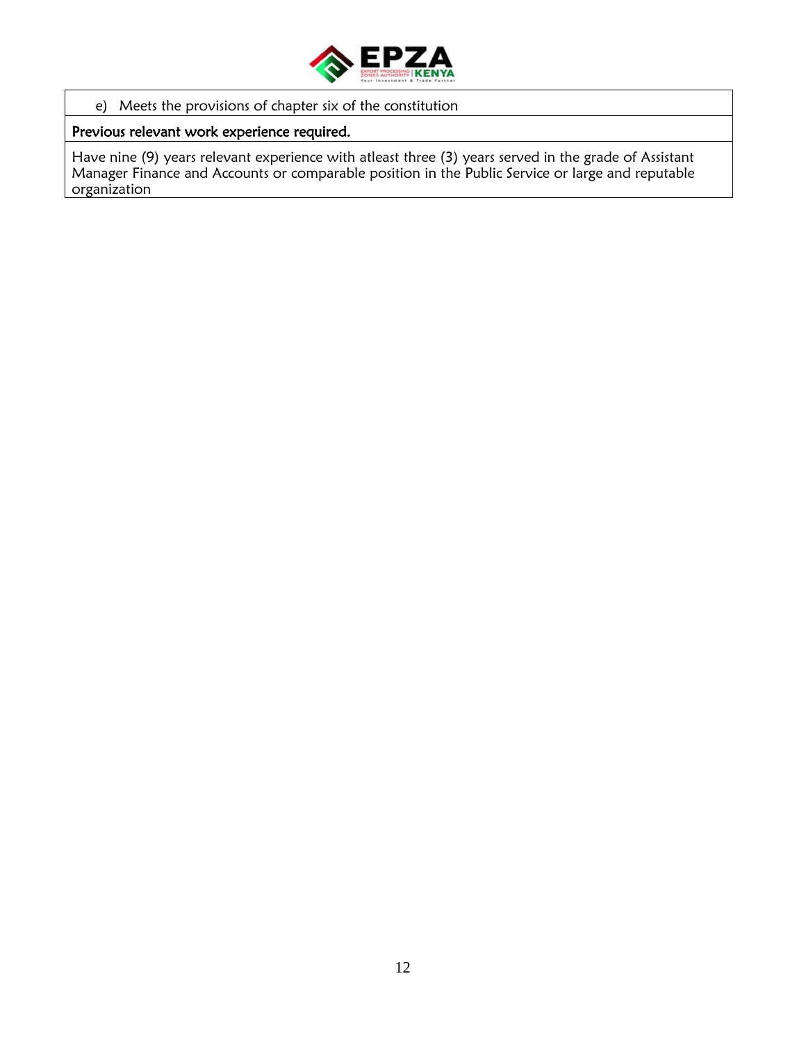| |
|---|
| e) Meets the provisions of chapter six of the constitution |
| **Previous relevant work experience required.** |
| Have nine (9) years relevant experience with atleast three (3) years served in the grade of Assistant Manager Finance and Accounts or comparable position in the Public Service or large and reputable organization |